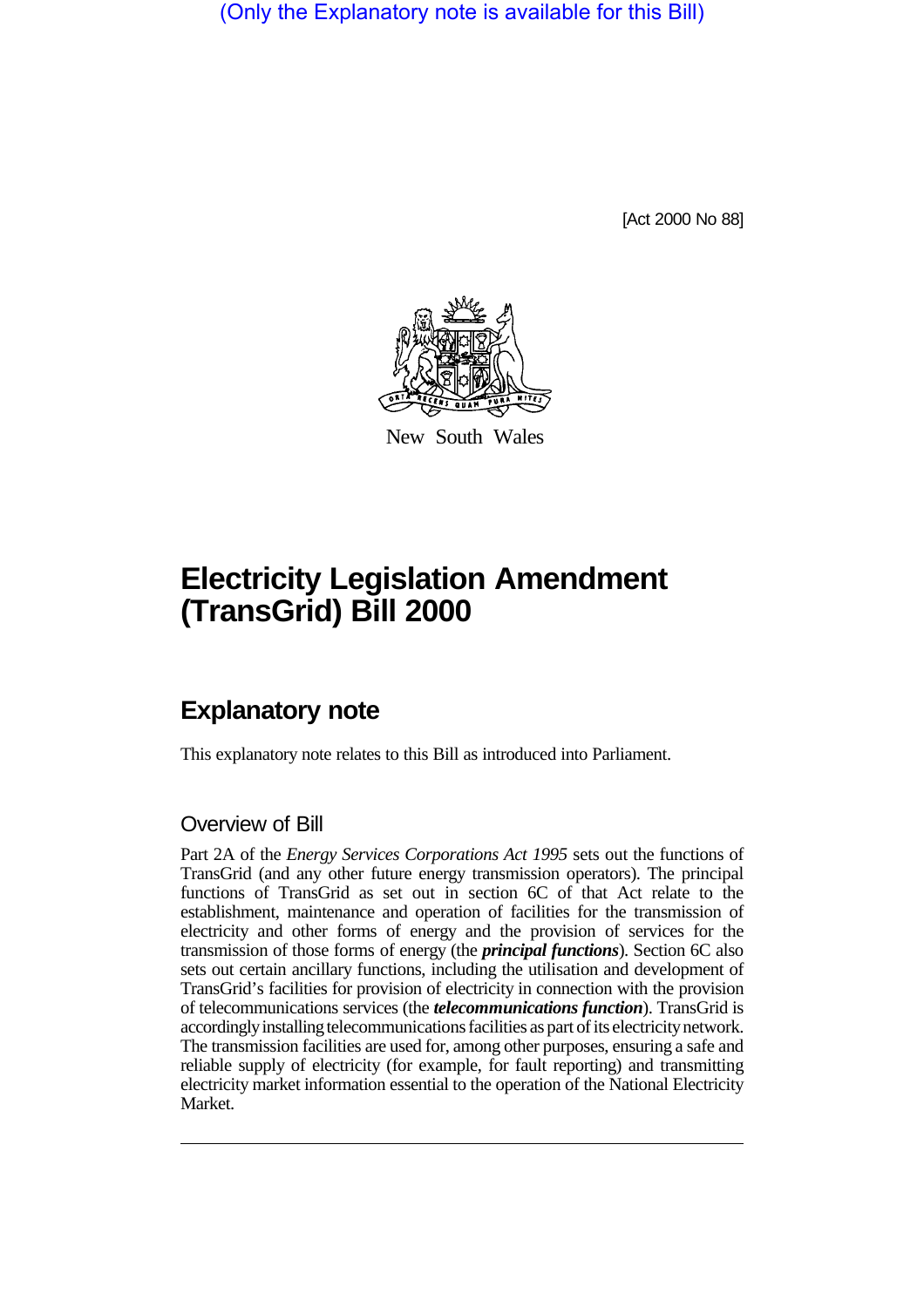(Only the Explanatory note is available for this Bill)

[Act 2000 No 88]

New South Wales

# Electricity Legislation Amendment (TransGrid) Bill 2000

## Explanatory note

This explanatory note relates to this Bill as introduced into Parliament.

### Overview of Bill

Part 2A of the *Energy Services Corporations Act 1995* sets out the functions of TransGrid (and any other future energy transmission operators). The principal functions of TransGrid as set out in section 6C of that Act relate to the establishment, maintenance and operation of facilities for the transmission of electricity and other forms of energy and the provision of services for the transmission of those forms of energy (the ***principal functions***). Section 6C also sets out certain ancillary functions, including the utilisation and development of TransGrid's facilities for provision of electricity in connection with the provision of telecommunications services (the ***telecommunications function***). TransGrid is accordingly installing telecommunications facilities as part of its electricity network. The transmission facilities are used for, among other purposes, ensuring a safe and reliable supply of electricity (for example, for fault reporting) and transmitting electricity market information essential to the operation of the National Electricity Market.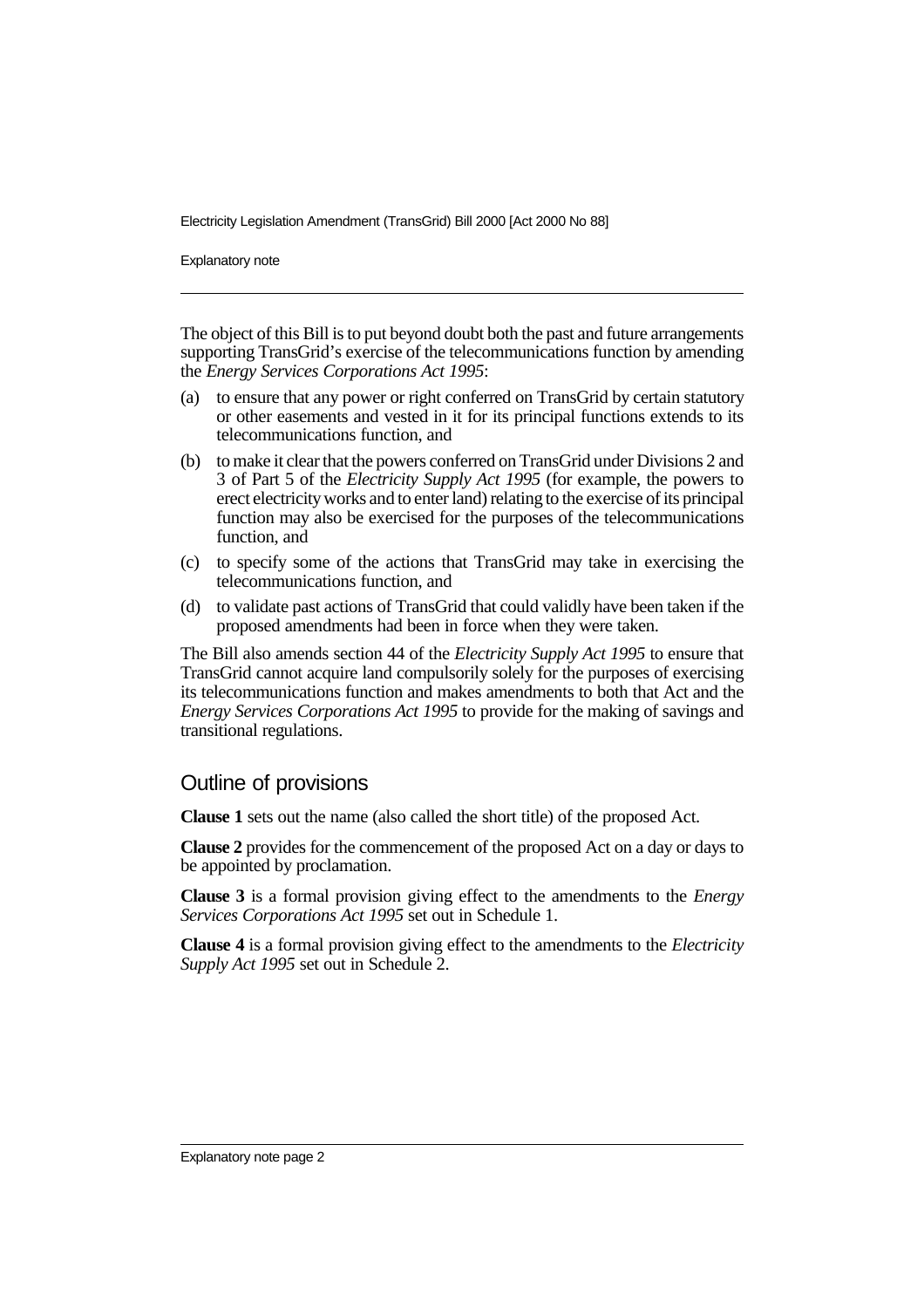The object of this Bill is to put beyond doubt both the past and future arrangements supporting TransGrid's exercise of the telecommunications function by amending the *Energy Services Corporations Act 1995*:

(a) to ensure that any power or right conferred on TransGrid by certain statutory or other easements and vested in it for its principal functions extends to its telecommunications function, and

(b) to make it clear that the powers conferred on TransGrid under Divisions 2 and 3 of Part 5 of the *Electricity Supply Act 1995* (for example, the powers to erect electricity works and to enter land) relating to the exercise of its principal function may also be exercised for the purposes of the telecommunications function, and

(c) to specify some of the actions that TransGrid may take in exercising the telecommunications function, and

(d) to validate past actions of TransGrid that could validly have been taken if the proposed amendments had been in force when they were taken.

The Bill also amends section 44 of the *Electricity Supply Act 1995* to ensure that TransGrid cannot acquire land compulsorily solely for the purposes of exercising its telecommunications function and makes amendments to both that Act and the *Energy Services Corporations Act 1995* to provide for the making of savings and transitional regulations.

## Outline of provisions

**Clause 1** sets out the name (also called the short title) of the proposed Act.

**Clause 2** provides for the commencement of the proposed Act on a day or days to be appointed by proclamation.

**Clause 3** is a formal provision giving effect to the amendments to the *Energy Services Corporations Act 1995* set out in Schedule 1.

**Clause 4** is a formal provision giving effect to the amendments to the *Electricity Supply Act 1995* set out in Schedule 2.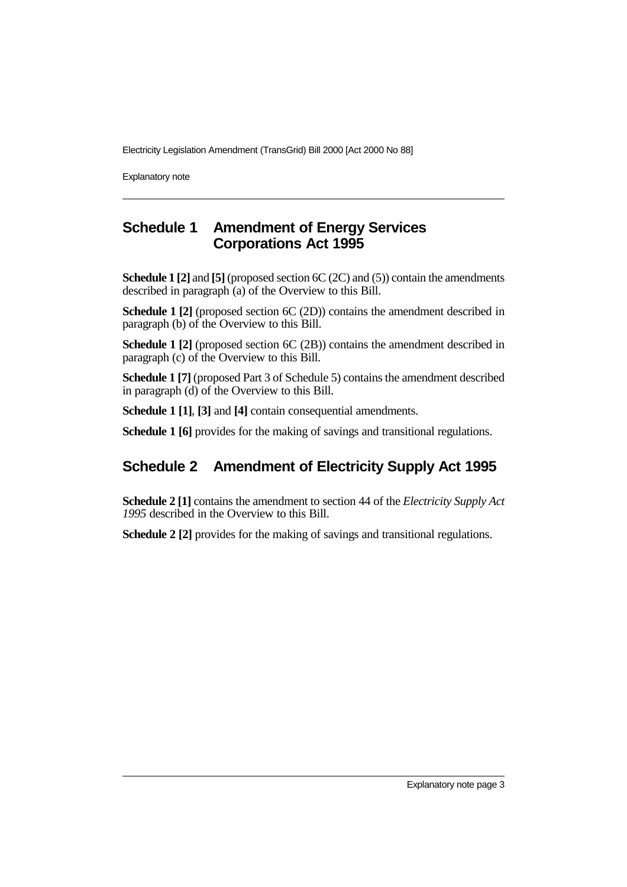## Schedule 1 Amendment of Energy Services Corporations Act 1995

**Schedule 1 [2]** and **[5]** (proposed section 6C (2C) and (5)) contain the amendments described in paragraph (a) of the Overview to this Bill.

**Schedule 1 [2]** (proposed section 6C (2D)) contains the amendment described in paragraph (b) of the Overview to this Bill.

**Schedule 1 [2]** (proposed section 6C (2B)) contains the amendment described in paragraph (c) of the Overview to this Bill.

**Schedule 1 [7]** (proposed Part 3 of Schedule 5) contains the amendment described in paragraph (d) of the Overview to this Bill.

**Schedule 1 [1]**, **[3]** and **[4]** contain consequential amendments.

**Schedule 1 [6]** provides for the making of savings and transitional regulations.

## Schedule 2 Amendment of Electricity Supply Act 1995

**Schedule 2 [1]** contains the amendment to section 44 of the *Electricity Supply Act 1995* described in the Overview to this Bill.

**Schedule 2 [2]** provides for the making of savings and transitional regulations.